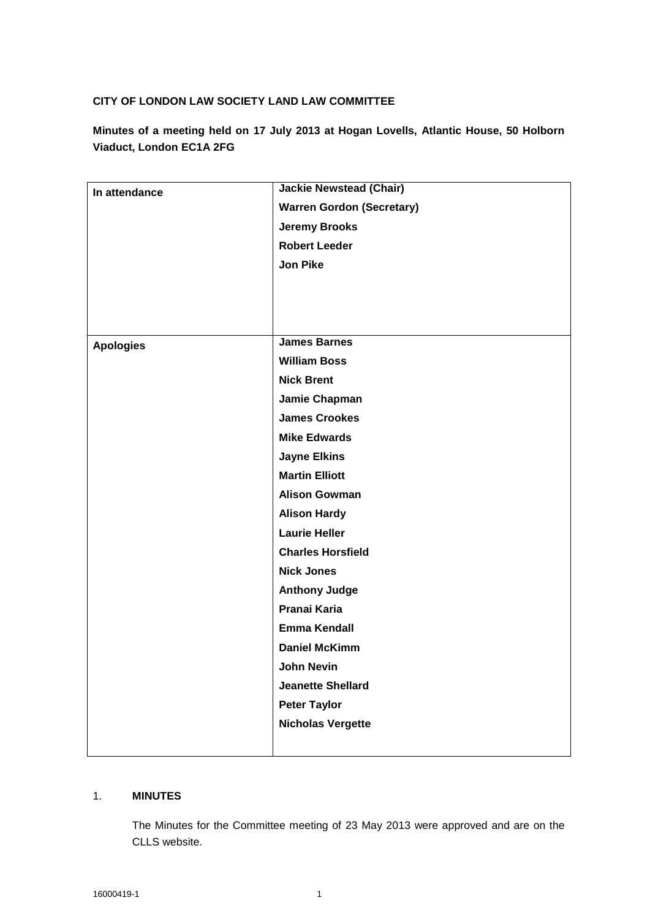**CITY OF LONDON LAW SOCIETY LAND LAW COMMITTEE**

**Minutes of a meeting held on 17 July 2013 at Hogan Lovells, Atlantic House, 50 Holborn Viaduct, London EC1A 2FG**

| | |
|---|---|
| **In attendance** | **Jackie Newstead (Chair)**<br>**Warren Gordon (Secretary)**<br>**Jeremy Brooks**<br>**Robert Leeder**<br>**Jon Pike** |
| **Apologies** | **James Barnes**<br>**William Boss**<br>**Nick Brent**<br>**Jamie Chapman**<br>**James Crookes**<br>**Mike Edwards**<br>**Jayne Elkins**<br>**Martin Elliott**<br>**Alison Gowman**<br>**Alison Hardy**<br>**Laurie Heller**<br>**Charles Horsfield**<br>**Nick Jones**<br>**Anthony Judge**<br>**Pranai Karia**<br>**Emma Kendall**<br>**Daniel McKimm**<br>**John Nevin**<br>**Jeanette Shellard**<br>**Peter Taylor**<br>**Nicholas Vergette** |

1. **MINUTES**

   The Minutes for the Committee meeting of 23 May 2013 were approved and are on the CLLS website.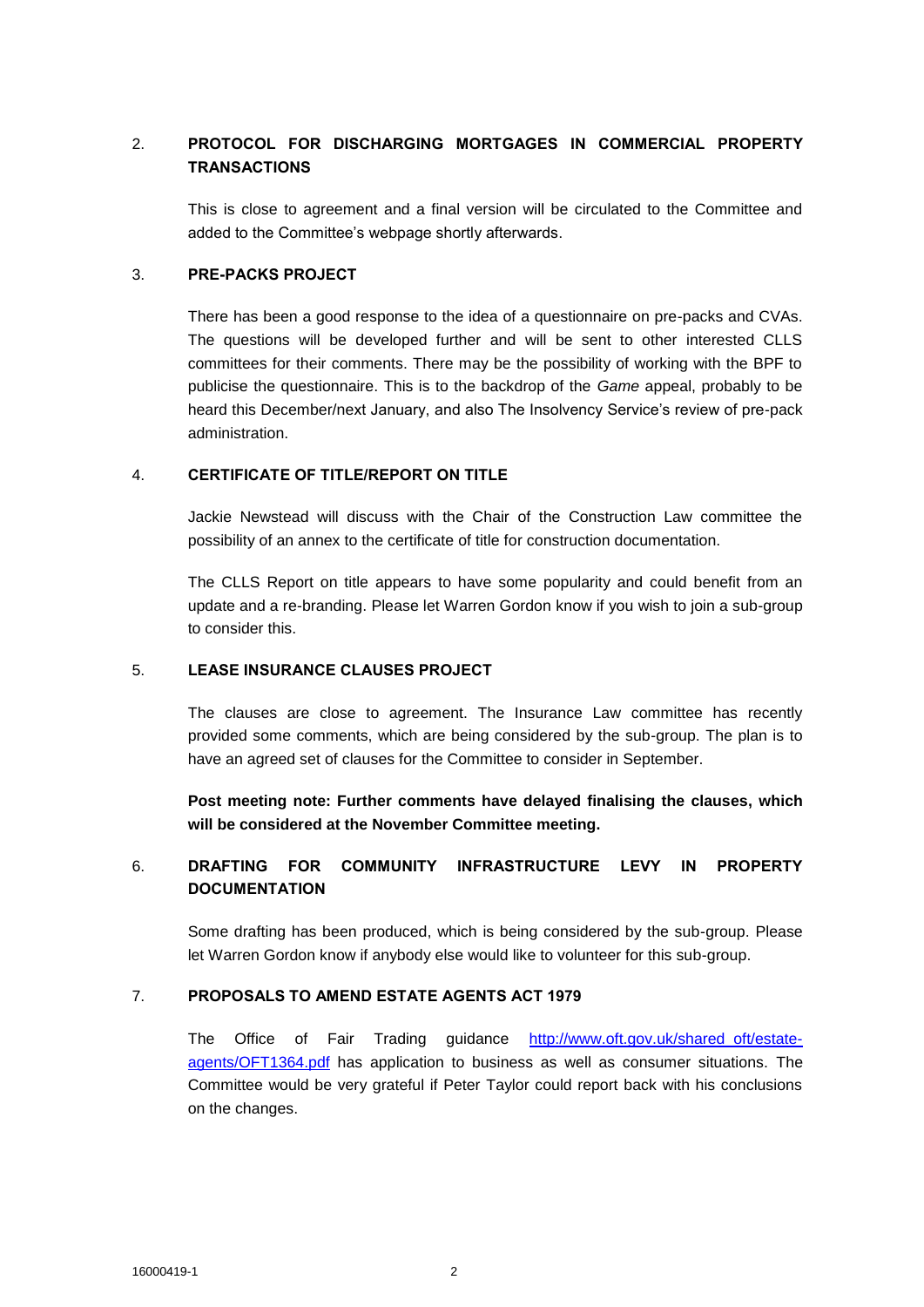## 2. PROTOCOL FOR DISCHARGING MORTGAGES IN COMMERCIAL PROPERTY TRANSACTIONS

This is close to agreement and a final version will be circulated to the Committee and added to the Committee's webpage shortly afterwards.

## 3. PRE-PACKS PROJECT

There has been a good response to the idea of a questionnaire on pre-packs and CVAs. The questions will be developed further and will be sent to other interested CLLS committees for their comments. There may be the possibility of working with the BPF to publicise the questionnaire. This is to the backdrop of the *Game* appeal, probably to be heard this December/next January, and also The Insolvency Service's review of pre-pack administration.

## 4. CERTIFICATE OF TITLE/REPORT ON TITLE

Jackie Newstead will discuss with the Chair of the Construction Law committee the possibility of an annex to the certificate of title for construction documentation.

The CLLS Report on title appears to have some popularity and could benefit from an update and a re-branding. Please let Warren Gordon know if you wish to join a sub-group to consider this.

## 5. LEASE INSURANCE CLAUSES PROJECT

The clauses are close to agreement. The Insurance Law committee has recently provided some comments, which are being considered by the sub-group. The plan is to have an agreed set of clauses for the Committee to consider in September.

**Post meeting note: Further comments have delayed finalising the clauses, which will be considered at the November Committee meeting.**

## 6. DRAFTING FOR COMMUNITY INFRASTRUCTURE LEVY IN PROPERTY DOCUMENTATION

Some drafting has been produced, which is being considered by the sub-group. Please let Warren Gordon know if anybody else would like to volunteer for this sub-group.

## 7. PROPOSALS TO AMEND ESTATE AGENTS ACT 1979

The Office of Fair Trading guidance [http://www.oft.gov.uk/shared_oft/estate-agents/OFT1364.pdf](http://www.oft.gov.uk/shared_oft/estate-agents/OFT1364.pdf) has application to business as well as consumer situations. The Committee would be very grateful if Peter Taylor could report back with his conclusions on the changes.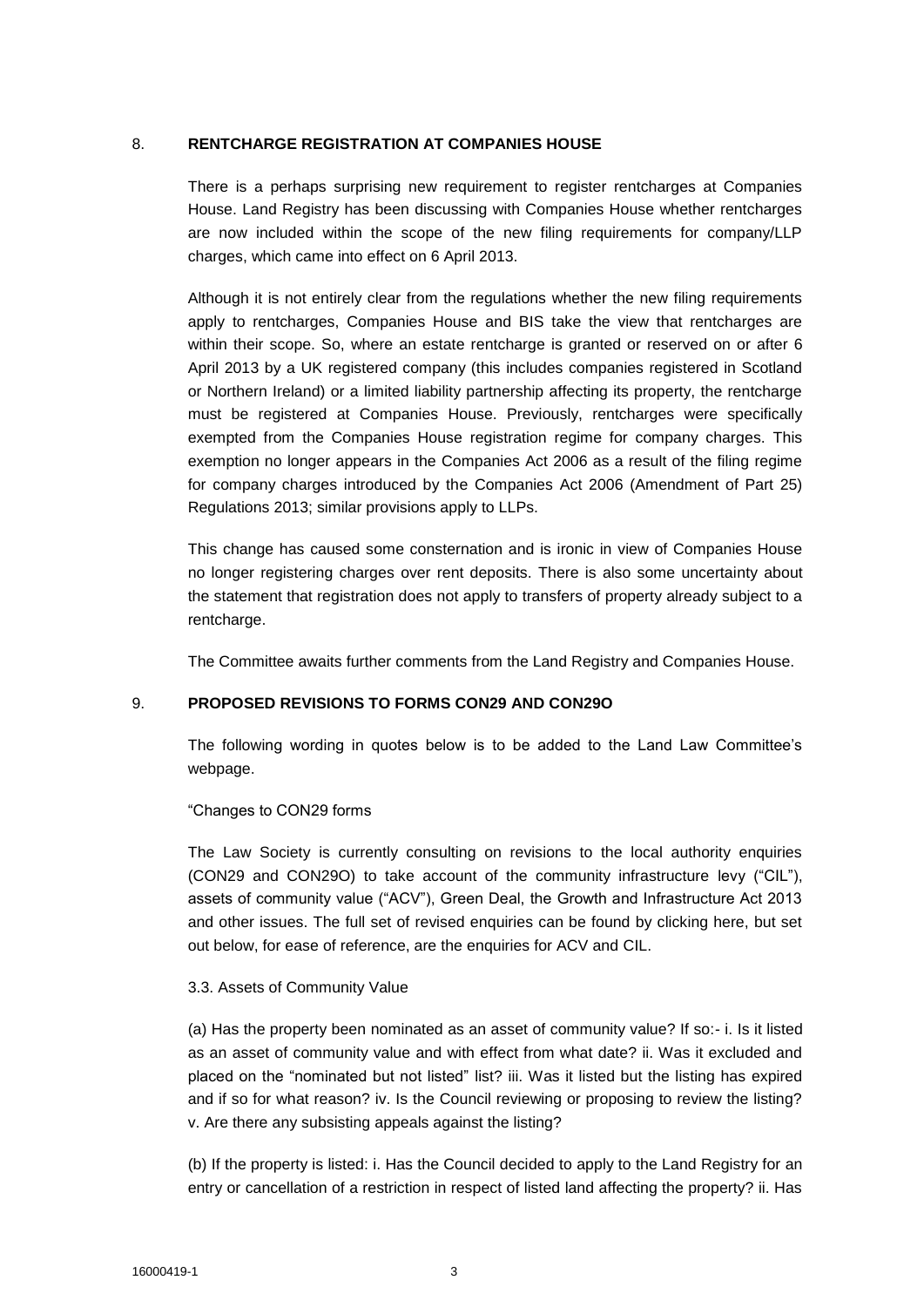## 8. RENTCHARGE REGISTRATION AT COMPANIES HOUSE

There is a perhaps surprising new requirement to register rentcharges at Companies House. Land Registry has been discussing with Companies House whether rentcharges are now included within the scope of the new filing requirements for company/LLP charges, which came into effect on 6 April 2013.

Although it is not entirely clear from the regulations whether the new filing requirements apply to rentcharges, Companies House and BIS take the view that rentcharges are within their scope. So, where an estate rentcharge is granted or reserved on or after 6 April 2013 by a UK registered company (this includes companies registered in Scotland or Northern Ireland) or a limited liability partnership affecting its property, the rentcharge must be registered at Companies House. Previously, rentcharges were specifically exempted from the Companies House registration regime for company charges. This exemption no longer appears in the Companies Act 2006 as a result of the filing regime for company charges introduced by the Companies Act 2006 (Amendment of Part 25) Regulations 2013; similar provisions apply to LLPs.

This change has caused some consternation and is ironic in view of Companies House no longer registering charges over rent deposits. There is also some uncertainty about the statement that registration does not apply to transfers of property already subject to a rentcharge.

The Committee awaits further comments from the Land Registry and Companies House.

## 9. PROPOSED REVISIONS TO FORMS CON29 AND CON29O

The following wording in quotes below is to be added to the Land Law Committee's webpage.

"Changes to CON29 forms

The Law Society is currently consulting on revisions to the local authority enquiries (CON29 and CON29O) to take account of the community infrastructure levy ("CIL"), assets of community value ("ACV"), Green Deal, the Growth and Infrastructure Act 2013 and other issues. The full set of revised enquiries can be found by clicking here, but set out below, for ease of reference, are the enquiries for ACV and CIL.

3.3. Assets of Community Value

(a) Has the property been nominated as an asset of community value? If so:- i. Is it listed as an asset of community value and with effect from what date? ii. Was it excluded and placed on the "nominated but not listed" list? iii. Was it listed but the listing has expired and if so for what reason? iv. Is the Council reviewing or proposing to review the listing? v. Are there any subsisting appeals against the listing?

(b) If the property is listed: i. Has the Council decided to apply to the Land Registry for an entry or cancellation of a restriction in respect of listed land affecting the property? ii. Has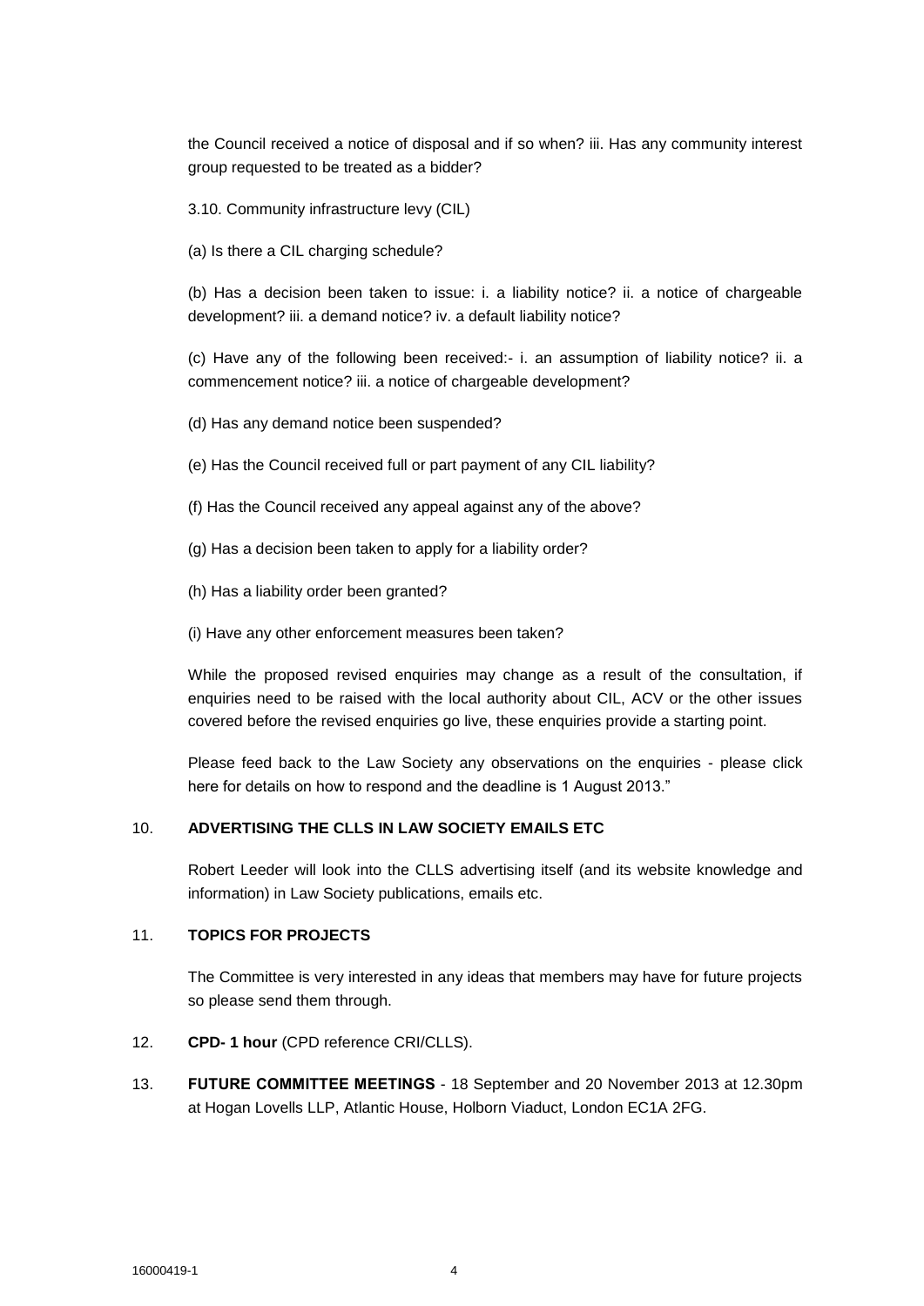the Council received a notice of disposal and if so when? iii. Has any community interest group requested to be treated as a bidder?

3.10. Community infrastructure levy (CIL)

(a) Is there a CIL charging schedule?

(b) Has a decision been taken to issue: i. a liability notice? ii. a notice of chargeable development? iii. a demand notice? iv. a default liability notice?

(c) Have any of the following been received:- i. an assumption of liability notice? ii. a commencement notice? iii. a notice of chargeable development?

(d) Has any demand notice been suspended?

(e) Has the Council received full or part payment of any CIL liability?

(f) Has the Council received any appeal against any of the above?

(g) Has a decision been taken to apply for a liability order?

(h) Has a liability order been granted?

(i) Have any other enforcement measures been taken?

While the proposed revised enquiries may change as a result of the consultation, if enquiries need to be raised with the local authority about CIL, ACV or the other issues covered before the revised enquiries go live, these enquiries provide a starting point.

Please feed back to the Law Society any observations on the enquiries - please click here for details on how to respond and the deadline is 1 August 2013."

10. **ADVERTISING THE CLLS IN LAW SOCIETY EMAILS ETC**

Robert Leeder will look into the CLLS advertising itself (and its website knowledge and information) in Law Society publications, emails etc.

11. **TOPICS FOR PROJECTS**

The Committee is very interested in any ideas that members may have for future projects so please send them through.

12. **CPD- 1 hour** (CPD reference CRI/CLLS).

13. **FUTURE COMMITTEE MEETINGS** - 18 September and 20 November 2013 at 12.30pm at Hogan Lovells LLP, Atlantic House, Holborn Viaduct, London EC1A 2FG.

16000419-1